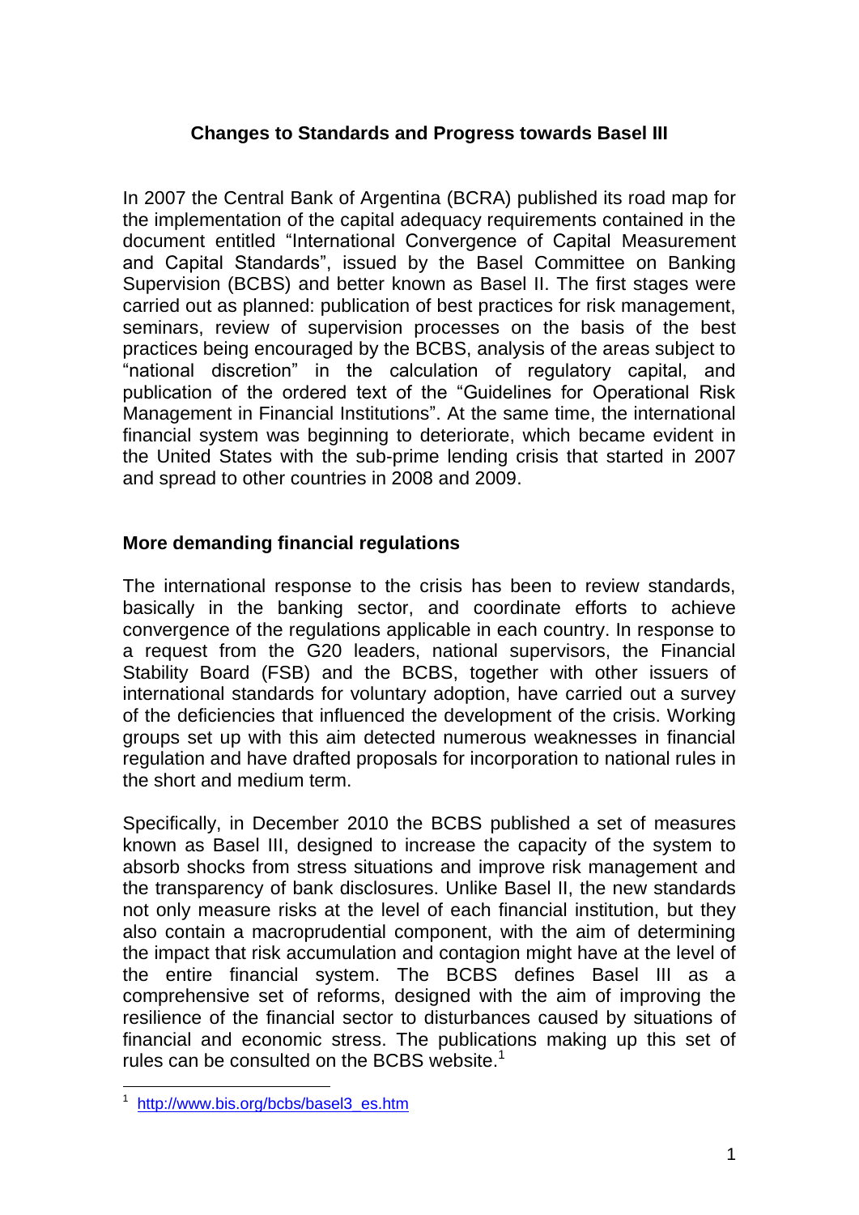# Changes to Standards and Progress towards Basel III

In 2007 the Central Bank of Argentina (BCRA) published its road map for the implementation of the capital adequacy requirements contained in the document entitled "International Convergence of Capital Measurement and Capital Standards", issued by the Basel Committee on Banking Supervision (BCBS) and better known as Basel II. The first stages were carried out as planned: publication of best practices for risk management, seminars, review of supervision processes on the basis of the best practices being encouraged by the BCBS, analysis of the areas subject to "national discretion" in the calculation of regulatory capital, and publication of the ordered text of the "Guidelines for Operational Risk Management in Financial Institutions". At the same time, the international financial system was beginning to deteriorate, which became evident in the United States with the sub-prime lending crisis that started in 2007 and spread to other countries in 2008 and 2009.

## More demanding financial regulations

The international response to the crisis has been to review standards, basically in the banking sector, and coordinate efforts to achieve convergence of the regulations applicable in each country. In response to a request from the G20 leaders, national supervisors, the Financial Stability Board (FSB) and the BCBS, together with other issuers of international standards for voluntary adoption, have carried out a survey of the deficiencies that influenced the development of the crisis. Working groups set up with this aim detected numerous weaknesses in financial regulation and have drafted proposals for incorporation to national rules in the short and medium term.

Specifically, in December 2010 the BCBS published a set of measures known as Basel III, designed to increase the capacity of the system to absorb shocks from stress situations and improve risk management and the transparency of bank disclosures. Unlike Basel II, the new standards not only measure risks at the level of each financial institution, but they also contain a macroprudential component, with the aim of determining the impact that risk accumulation and contagion might have at the level of the entire financial system. The BCBS defines Basel III as a comprehensive set of reforms, designed with the aim of improving the resilience of the financial sector to disturbances caused by situations of financial and economic stress. The publications making up this set of rules can be consulted on the BCBS website.[1]

[1] http://www.bis.org/bcbs/basel3_es.htm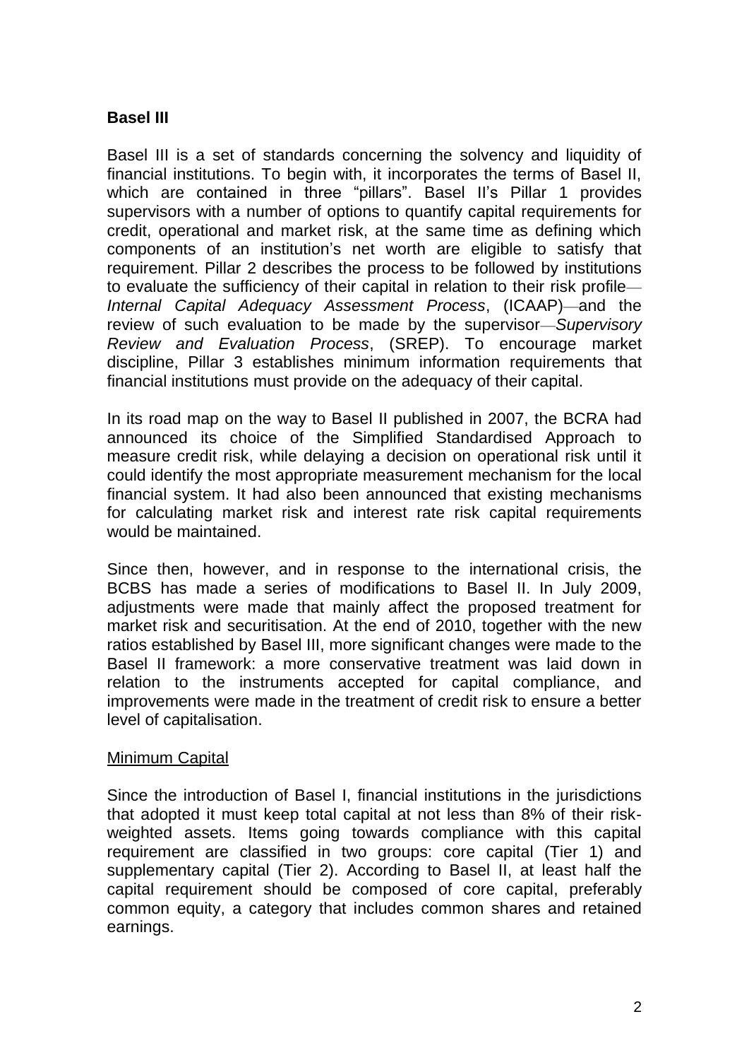## Basel III

Basel III is a set of standards concerning the solvency and liquidity of financial institutions. To begin with, it incorporates the terms of Basel II, which are contained in three "pillars". Basel II's Pillar 1 provides supervisors with a number of options to quantify capital requirements for credit, operational and market risk, at the same time as defining which components of an institution's net worth are eligible to satisfy that requirement. Pillar 2 describes the process to be followed by institutions to evaluate the sufficiency of their capital in relation to their risk profile—*Internal Capital Adequacy Assessment Process*, (ICAAP)—and the review of such evaluation to be made by the supervisor—*Supervisory Review and Evaluation Process*, (SREP). To encourage market discipline, Pillar 3 establishes minimum information requirements that financial institutions must provide on the adequacy of their capital.

In its road map on the way to Basel II published in 2007, the BCRA had announced its choice of the Simplified Standardised Approach to measure credit risk, while delaying a decision on operational risk until it could identify the most appropriate measurement mechanism for the local financial system. It had also been announced that existing mechanisms for calculating market risk and interest rate risk capital requirements would be maintained.

Since then, however, and in response to the international crisis, the BCBS has made a series of modifications to Basel II. In July 2009, adjustments were made that mainly affect the proposed treatment for market risk and securitisation. At the end of 2010, together with the new ratios established by Basel III, more significant changes were made to the Basel II framework: a more conservative treatment was laid down in relation to the instruments accepted for capital compliance, and improvements were made in the treatment of credit risk to ensure a better level of capitalisation.

### Minimum Capital

Since the introduction of Basel I, financial institutions in the jurisdictions that adopted it must keep total capital at not less than 8% of their risk-weighted assets. Items going towards compliance with this capital requirement are classified in two groups: core capital (Tier 1) and supplementary capital (Tier 2). According to Basel II, at least half the capital requirement should be composed of core capital, preferably common equity, a category that includes common shares and retained earnings.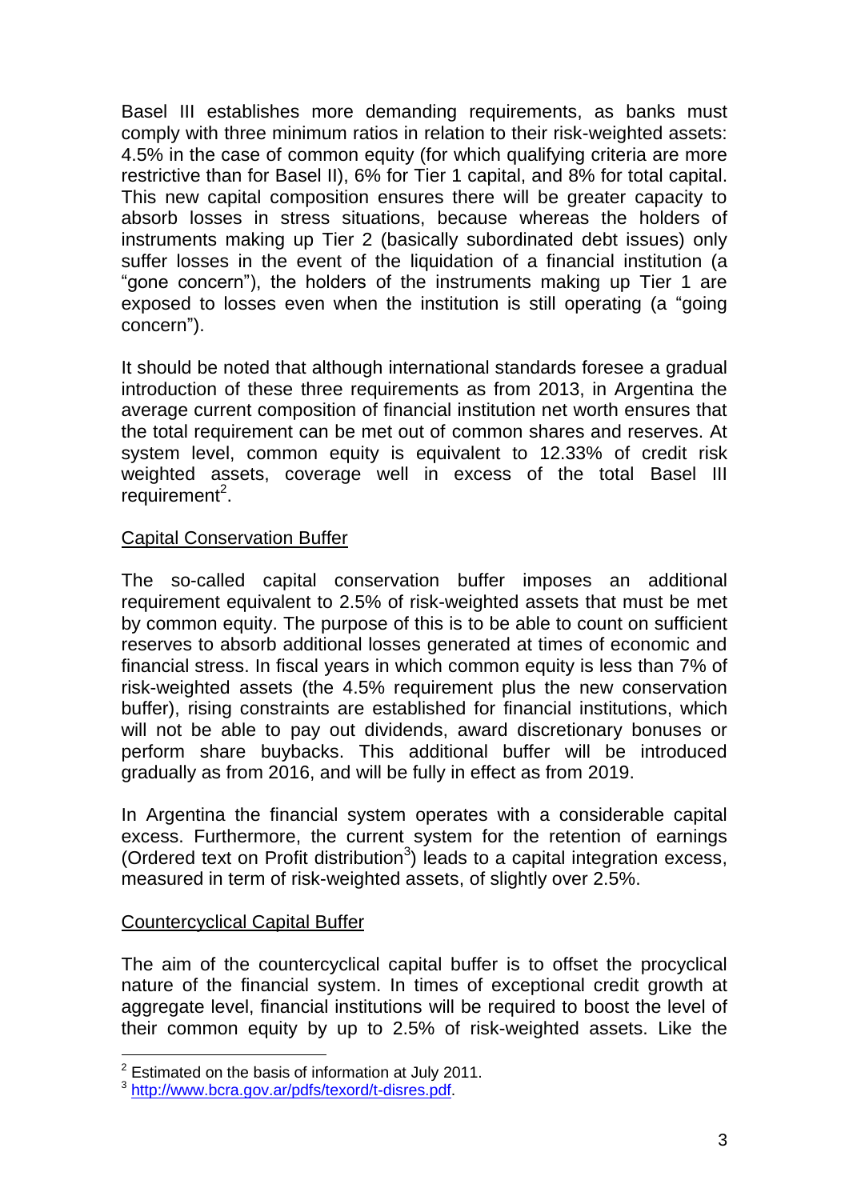Basel III establishes more demanding requirements, as banks must comply with three minimum ratios in relation to their risk-weighted assets: 4.5% in the case of common equity (for which qualifying criteria are more restrictive than for Basel II), 6% for Tier 1 capital, and 8% for total capital. This new capital composition ensures there will be greater capacity to absorb losses in stress situations, because whereas the holders of instruments making up Tier 2 (basically subordinated debt issues) only suffer losses in the event of the liquidation of a financial institution (a "gone concern"), the holders of the instruments making up Tier 1 are exposed to losses even when the institution is still operating (a "going concern").

It should be noted that although international standards foresee a gradual introduction of these three requirements as from 2013, in Argentina the average current composition of financial institution net worth ensures that the total requirement can be met out of common shares and reserves. At system level, common equity is equivalent to 12.33% of credit risk weighted assets, coverage well in excess of the total Basel III requirement[2].

<u>Capital Conservation Buffer</u>

The so-called capital conservation buffer imposes an additional requirement equivalent to 2.5% of risk-weighted assets that must be met by common equity. The purpose of this is to be able to count on sufficient reserves to absorb additional losses generated at times of economic and financial stress. In fiscal years in which common equity is less than 7% of risk-weighted assets (the 4.5% requirement plus the new conservation buffer), rising constraints are established for financial institutions, which will not be able to pay out dividends, award discretionary bonuses or perform share buybacks. This additional buffer will be introduced gradually as from 2016, and will be fully in effect as from 2019.

In Argentina the financial system operates with a considerable capital excess. Furthermore, the current system for the retention of earnings (Ordered text on Profit distribution[3]) leads to a capital integration excess, measured in term of risk-weighted assets, of slightly over 2.5%.

<u>Countercyclical Capital Buffer</u>

The aim of the countercyclical capital buffer is to offset the procyclical nature of the financial system. In times of exceptional credit growth at aggregate level, financial institutions will be required to boost the level of their common equity by up to 2.5% of risk-weighted assets. Like the

---

[2] Estimated on the basis of information at July 2011.

[3] http://www.bcra.gov.ar/pdfs/texord/t-disres.pdf.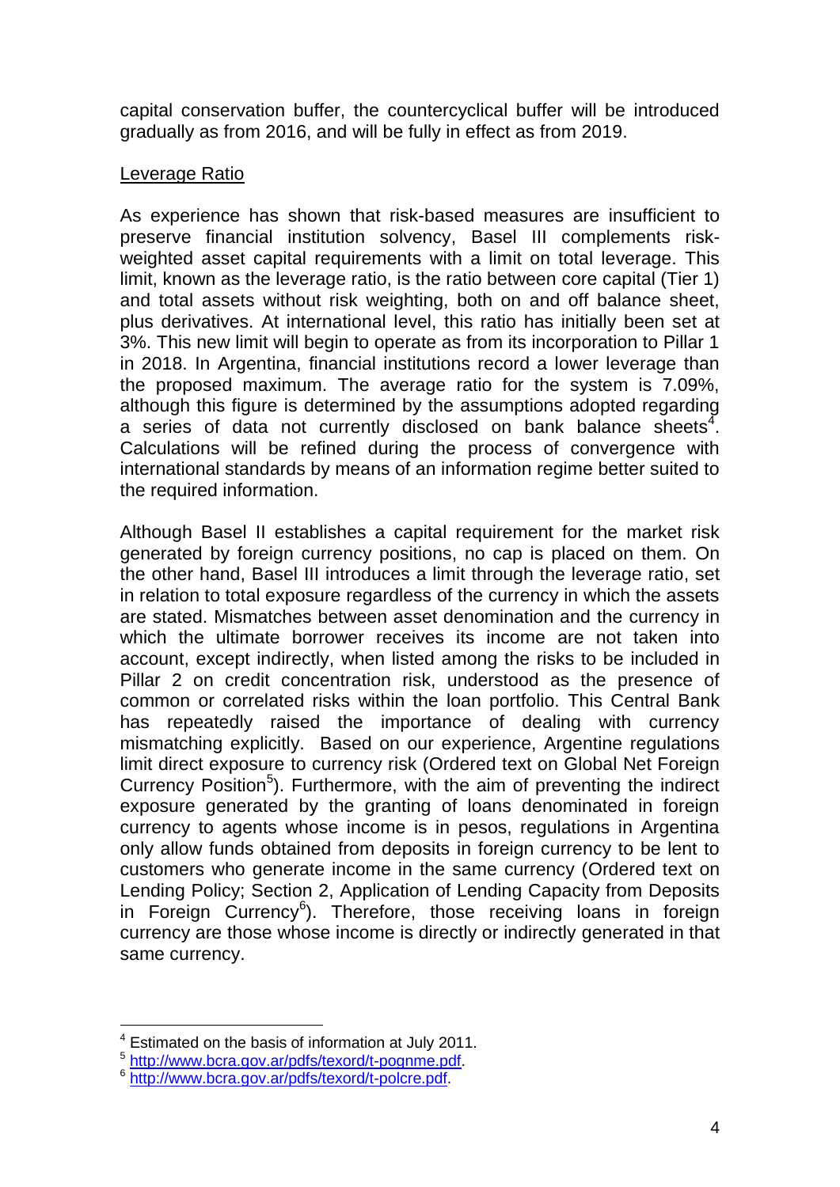capital conservation buffer, the countercyclical buffer will be introduced gradually as from 2016, and will be fully in effect as from 2019.

## Leverage Ratio

As experience has shown that risk-based measures are insufficient to preserve financial institution solvency, Basel III complements risk-weighted asset capital requirements with a limit on total leverage. This limit, known as the leverage ratio, is the ratio between core capital (Tier 1) and total assets without risk weighting, both on and off balance sheet, plus derivatives. At international level, this ratio has initially been set at 3%. This new limit will begin to operate as from its incorporation to Pillar 1 in 2018. In Argentina, financial institutions record a lower leverage than the proposed maximum. The average ratio for the system is 7.09%, although this figure is determined by the assumptions adopted regarding a series of data not currently disclosed on bank balance sheets[4]. Calculations will be refined during the process of convergence with international standards by means of an information regime better suited to the required information.

Although Basel II establishes a capital requirement for the market risk generated by foreign currency positions, no cap is placed on them. On the other hand, Basel III introduces a limit through the leverage ratio, set in relation to total exposure regardless of the currency in which the assets are stated. Mismatches between asset denomination and the currency in which the ultimate borrower receives its income are not taken into account, except indirectly, when listed among the risks to be included in Pillar 2 on credit concentration risk, understood as the presence of common or correlated risks within the loan portfolio. This Central Bank has repeatedly raised the importance of dealing with currency mismatching explicitly. Based on our experience, Argentine regulations limit direct exposure to currency risk (Ordered text on Global Net Foreign Currency Position[5]). Furthermore, with the aim of preventing the indirect exposure generated by the granting of loans denominated in foreign currency to agents whose income is in pesos, regulations in Argentina only allow funds obtained from deposits in foreign currency to be lent to customers who generate income in the same currency (Ordered text on Lending Policy; Section 2, Application of Lending Capacity from Deposits in Foreign Currency[6]). Therefore, those receiving loans in foreign currency are those whose income is directly or indirectly generated in that same currency.

---

[4] Estimated on the basis of information at July 2011.

[5] http://www.bcra.gov.ar/pdfs/texord/t-pognme.pdf.

[6] http://www.bcra.gov.ar/pdfs/texord/t-polcre.pdf.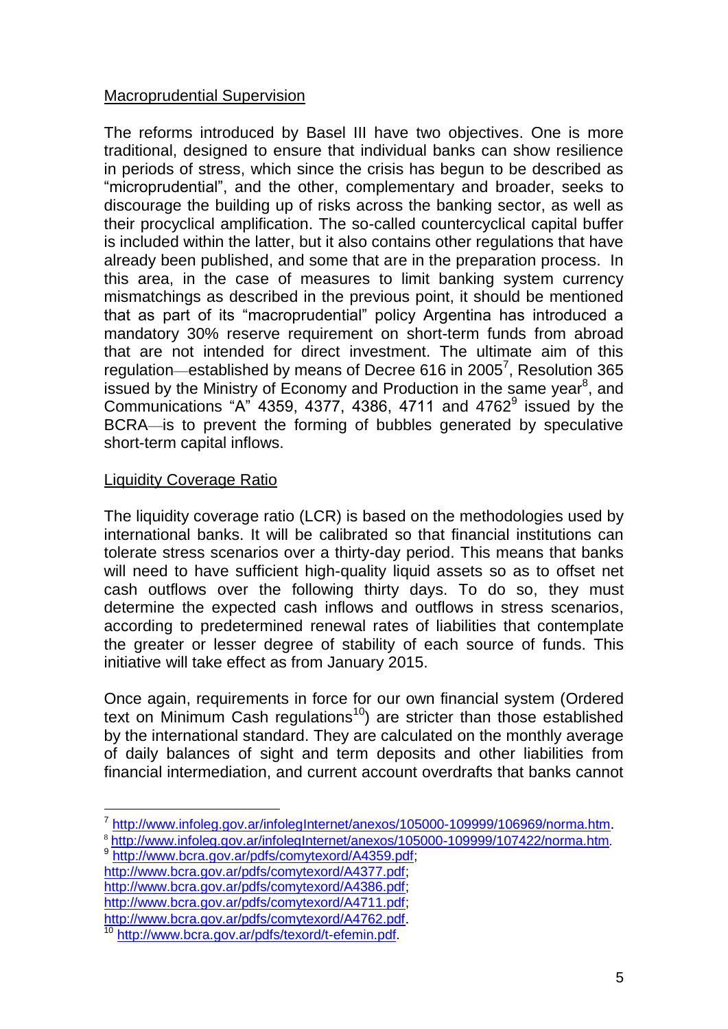Macroprudential Supervision

The reforms introduced by Basel III have two objectives. One is more traditional, designed to ensure that individual banks can show resilience in periods of stress, which since the crisis has begun to be described as "microprudential", and the other, complementary and broader, seeks to discourage the building up of risks across the banking sector, as well as their procyclical amplification. The so-called countercyclical capital buffer is included within the latter, but it also contains other regulations that have already been published, and some that are in the preparation process. In this area, in the case of measures to limit banking system currency mismatchings as described in the previous point, it should be mentioned that as part of its "macroprudential" policy Argentina has introduced a mandatory 30% reserve requirement on short-term funds from abroad that are not intended for direct investment. The ultimate aim of this regulation—established by means of Decree 616 in 2005[7], Resolution 365 issued by the Ministry of Economy and Production in the same year[8], and Communications "A" 4359, 4377, 4386, 4711 and 4762[9] issued by the BCRA—is to prevent the forming of bubbles generated by speculative short-term capital inflows.

Liquidity Coverage Ratio

The liquidity coverage ratio (LCR) is based on the methodologies used by international banks. It will be calibrated so that financial institutions can tolerate stress scenarios over a thirty-day period. This means that banks will need to have sufficient high-quality liquid assets so as to offset net cash outflows over the following thirty days. To do so, they must determine the expected cash inflows and outflows in stress scenarios, according to predetermined renewal rates of liabilities that contemplate the greater or lesser degree of stability of each source of funds. This initiative will take effect as from January 2015.

Once again, requirements in force for our own financial system (Ordered text on Minimum Cash regulations[10]) are stricter than those established by the international standard. They are calculated on the monthly average of daily balances of sight and term deposits and other liabilities from financial intermediation, and current account overdrafts that banks cannot

---

[7] http://www.infoleg.gov.ar/infolegInternet/anexos/105000-109999/106969/norma.htm.
[8] http://www.infoleg.gov.ar/infolegInternet/anexos/105000-109999/107422/norma.htm.
[9] http://www.bcra.gov.ar/pdfs/comytexord/A4359.pdf;
http://www.bcra.gov.ar/pdfs/comytexord/A4377.pdf;
http://www.bcra.gov.ar/pdfs/comytexord/A4386.pdf;
http://www.bcra.gov.ar/pdfs/comytexord/A4711.pdf;
http://www.bcra.gov.ar/pdfs/comytexord/A4762.pdf.
[10] http://www.bcra.gov.ar/pdfs/texord/t-efemin.pdf.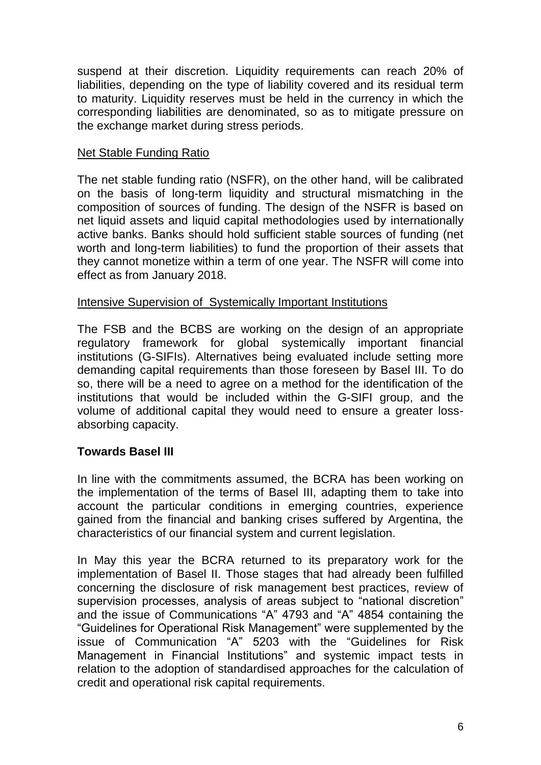suspend at their discretion. Liquidity requirements can reach 20% of liabilities, depending on the type of liability covered and its residual term to maturity. Liquidity reserves must be held in the currency in which the corresponding liabilities are denominated, so as to mitigate pressure on the exchange market during stress periods.

Net Stable Funding Ratio

The net stable funding ratio (NSFR), on the other hand, will be calibrated on the basis of long-term liquidity and structural mismatching in the composition of sources of funding. The design of the NSFR is based on net liquid assets and liquid capital methodologies used by internationally active banks. Banks should hold sufficient stable sources of funding (net worth and long-term liabilities) to fund the proportion of their assets that they cannot monetize within a term of one year. The NSFR will come into effect as from January 2018.

Intensive Supervision of Systemically Important Institutions

The FSB and the BCBS are working on the design of an appropriate regulatory framework for global systemically important financial institutions (G-SIFIs). Alternatives being evaluated include setting more demanding capital requirements than those foreseen by Basel III. To do so, there will be a need to agree on a method for the identification of the institutions that would be included within the G-SIFI group, and the volume of additional capital they would need to ensure a greater loss-absorbing capacity.

**Towards Basel III**

In line with the commitments assumed, the BCRA has been working on the implementation of the terms of Basel III, adapting them to take into account the particular conditions in emerging countries, experience gained from the financial and banking crises suffered by Argentina, the characteristics of our financial system and current legislation.

In May this year the BCRA returned to its preparatory work for the implementation of Basel II. Those stages that had already been fulfilled concerning the disclosure of risk management best practices, review of supervision processes, analysis of areas subject to "national discretion" and the issue of Communications "A" 4793 and "A" 4854 containing the "Guidelines for Operational Risk Management" were supplemented by the issue of Communication "A" 5203 with the "Guidelines for Risk Management in Financial Institutions" and systemic impact tests in relation to the adoption of standardised approaches for the calculation of credit and operational risk capital requirements.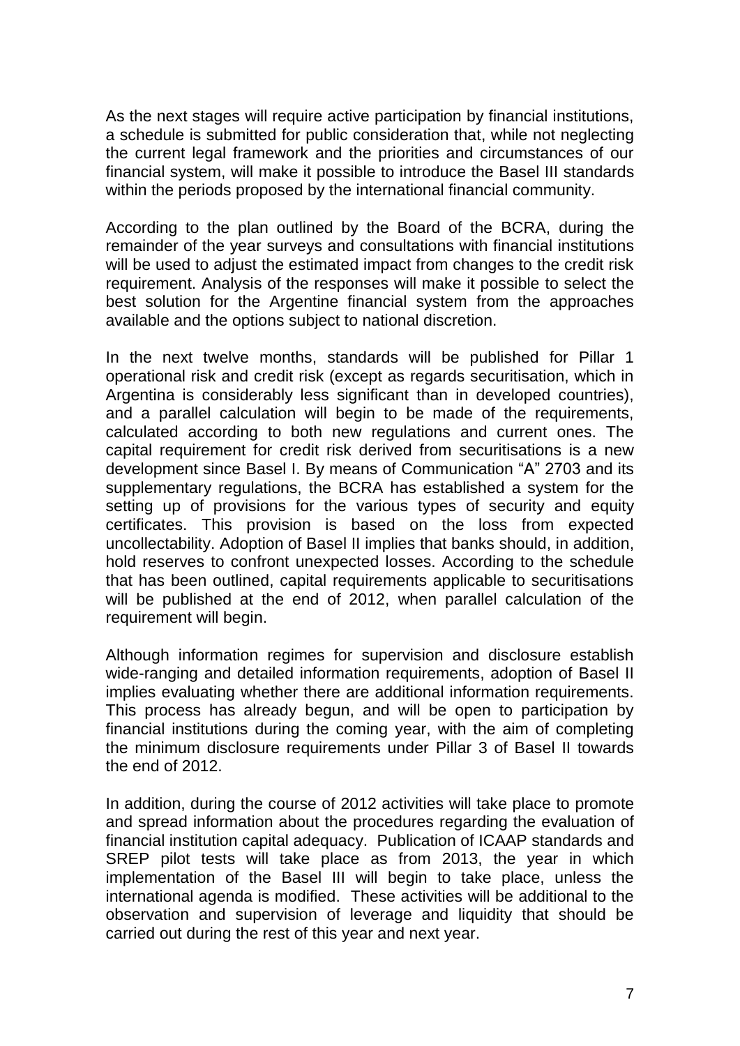As the next stages will require active participation by financial institutions, a schedule is submitted for public consideration that, while not neglecting the current legal framework and the priorities and circumstances of our financial system, will make it possible to introduce the Basel III standards within the periods proposed by the international financial community.

According to the plan outlined by the Board of the BCRA, during the remainder of the year surveys and consultations with financial institutions will be used to adjust the estimated impact from changes to the credit risk requirement. Analysis of the responses will make it possible to select the best solution for the Argentine financial system from the approaches available and the options subject to national discretion.

In the next twelve months, standards will be published for Pillar 1 operational risk and credit risk (except as regards securitisation, which in Argentina is considerably less significant than in developed countries), and a parallel calculation will begin to be made of the requirements, calculated according to both new regulations and current ones. The capital requirement for credit risk derived from securitisations is a new development since Basel I. By means of Communication "A" 2703 and its supplementary regulations, the BCRA has established a system for the setting up of provisions for the various types of security and equity certificates. This provision is based on the loss from expected uncollectability. Adoption of Basel II implies that banks should, in addition, hold reserves to confront unexpected losses. According to the schedule that has been outlined, capital requirements applicable to securitisations will be published at the end of 2012, when parallel calculation of the requirement will begin.

Although information regimes for supervision and disclosure establish wide-ranging and detailed information requirements, adoption of Basel II implies evaluating whether there are additional information requirements. This process has already begun, and will be open to participation by financial institutions during the coming year, with the aim of completing the minimum disclosure requirements under Pillar 3 of Basel II towards the end of 2012.

In addition, during the course of 2012 activities will take place to promote and spread information about the procedures regarding the evaluation of financial institution capital adequacy. Publication of ICAAP standards and SREP pilot tests will take place as from 2013, the year in which implementation of the Basel III will begin to take place, unless the international agenda is modified. These activities will be additional to the observation and supervision of leverage and liquidity that should be carried out during the rest of this year and next year.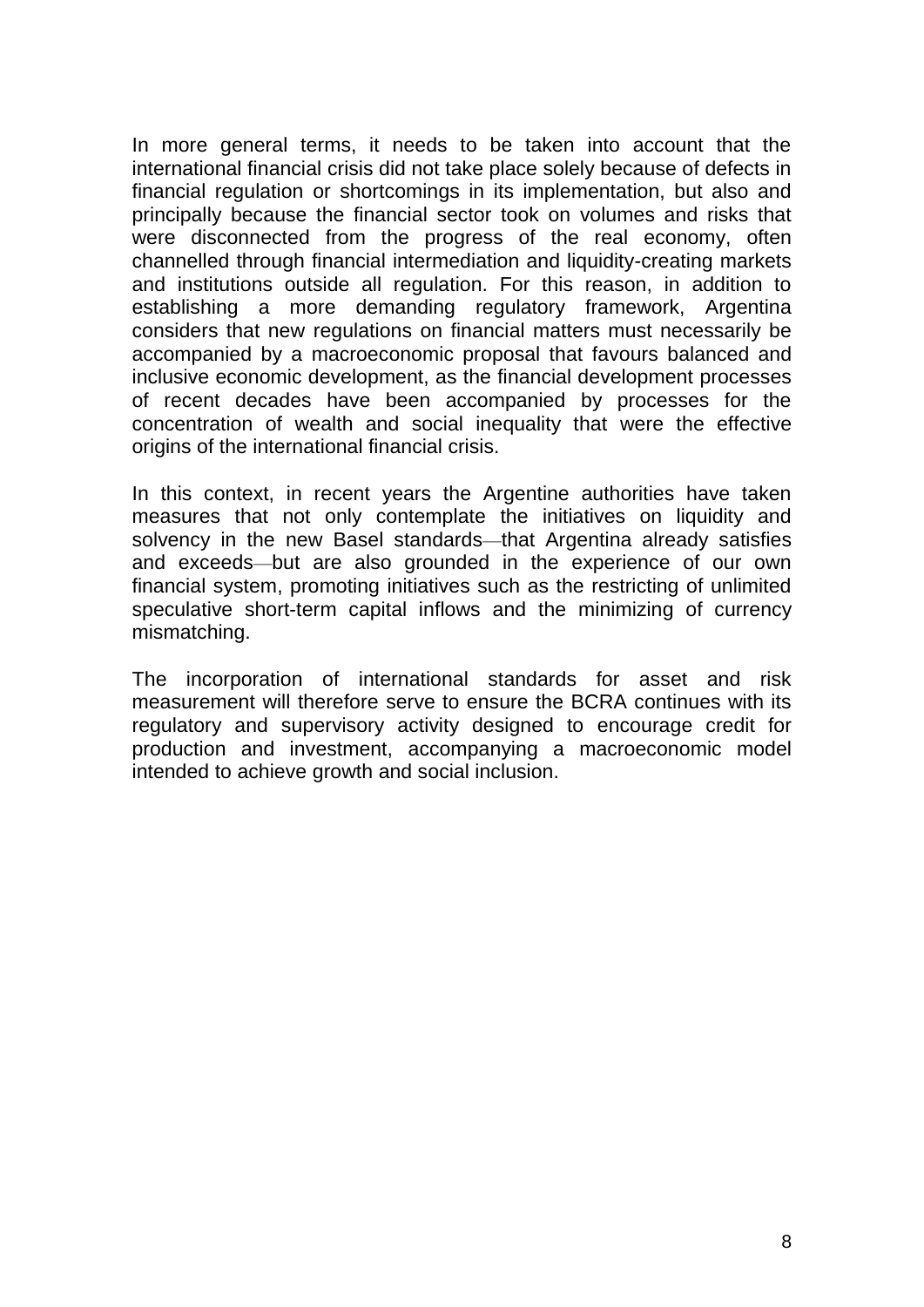In more general terms, it needs to be taken into account that the international financial crisis did not take place solely because of defects in financial regulation or shortcomings in its implementation, but also and principally because the financial sector took on volumes and risks that were disconnected from the progress of the real economy, often channelled through financial intermediation and liquidity-creating markets and institutions outside all regulation. For this reason, in addition to establishing a more demanding regulatory framework, Argentina considers that new regulations on financial matters must necessarily be accompanied by a macroeconomic proposal that favours balanced and inclusive economic development, as the financial development processes of recent decades have been accompanied by processes for the concentration of wealth and social inequality that were the effective origins of the international financial crisis.

In this context, in recent years the Argentine authorities have taken measures that not only contemplate the initiatives on liquidity and solvency in the new Basel standards—that Argentina already satisfies and exceeds—but are also grounded in the experience of our own financial system, promoting initiatives such as the restricting of unlimited speculative short-term capital inflows and the minimizing of currency mismatching.

The incorporation of international standards for asset and risk measurement will therefore serve to ensure the BCRA continues with its regulatory and supervisory activity designed to encourage credit for production and investment, accompanying a macroeconomic model intended to achieve growth and social inclusion.